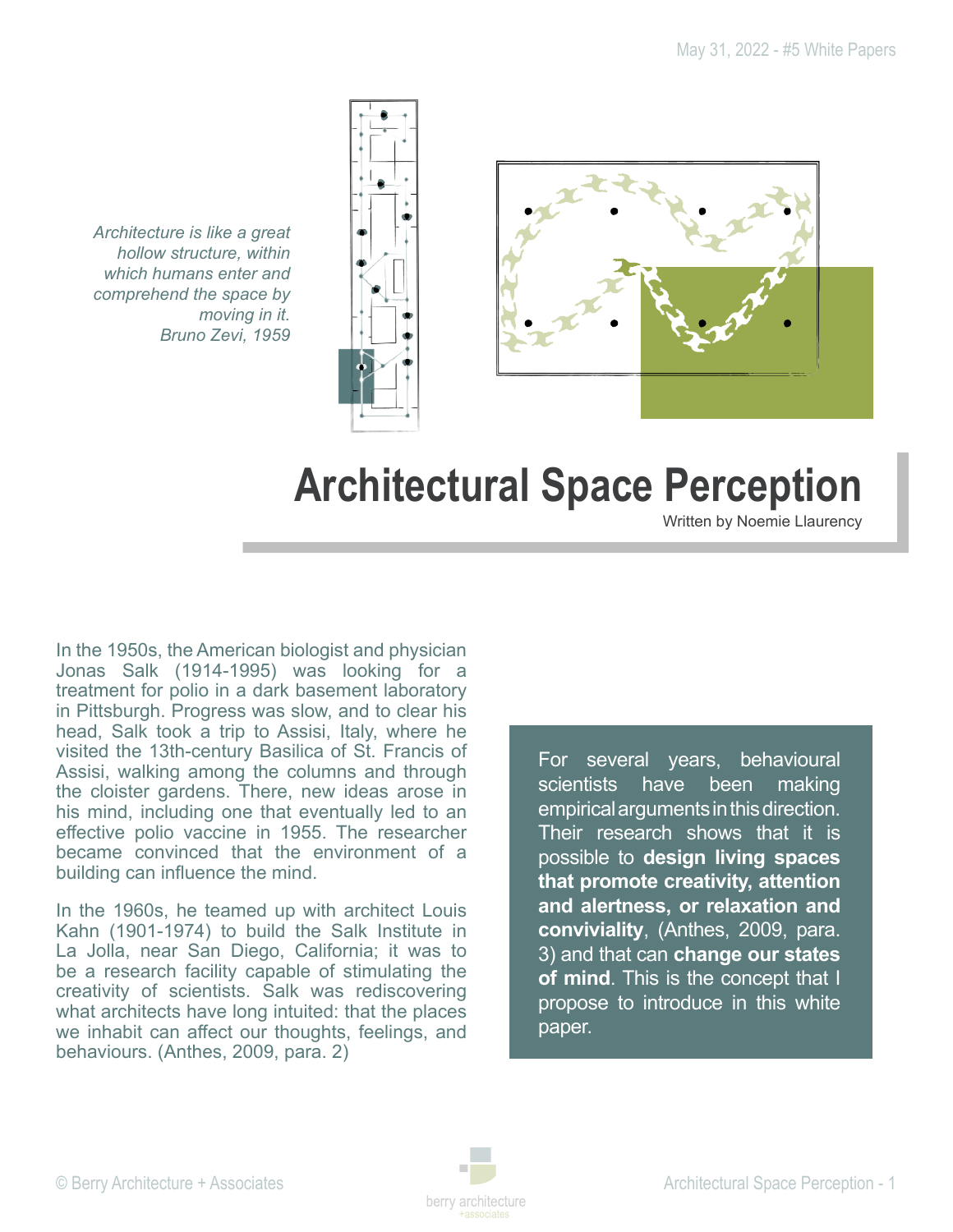*Architecture is like a great hollow structure, within which humans enter and comprehend the space by moving in it.*
*Bruno Zevi, 1959*

# Architectural Space Perception

Written by Noemie Llaurency

In the 1950s, the American biologist and physician Jonas Salk (1914-1995) was looking for a treatment for polio in a dark basement laboratory in Pittsburgh. Progress was slow, and to clear his head, Salk took a trip to Assisi, Italy, where he visited the 13th-century Basilica of St. Francis of Assisi, walking among the columns and through the cloister gardens. There, new ideas arose in his mind, including one that eventually led to an effective polio vaccine in 1955. The researcher became convinced that the environment of a building can influence the mind.

In the 1960s, he teamed up with architect Louis Kahn (1901-1974) to build the Salk Institute in La Jolla, near San Diego, California; it was to be a research facility capable of stimulating the creativity of scientists. Salk was rediscovering what architects have long intuited: that the places we inhabit can affect our thoughts, feelings, and behaviours. (Anthes, 2009, para. 2)

For several years, behavioural scientists have been making empirical arguments in this direction. Their research shows that it is possible to **design living spaces that promote creativity, attention and alertness, or relaxation and conviviality**, (Anthes, 2009, para. 3) and that can **change our states of mind**. This is the concept that I propose to introduce in this white paper.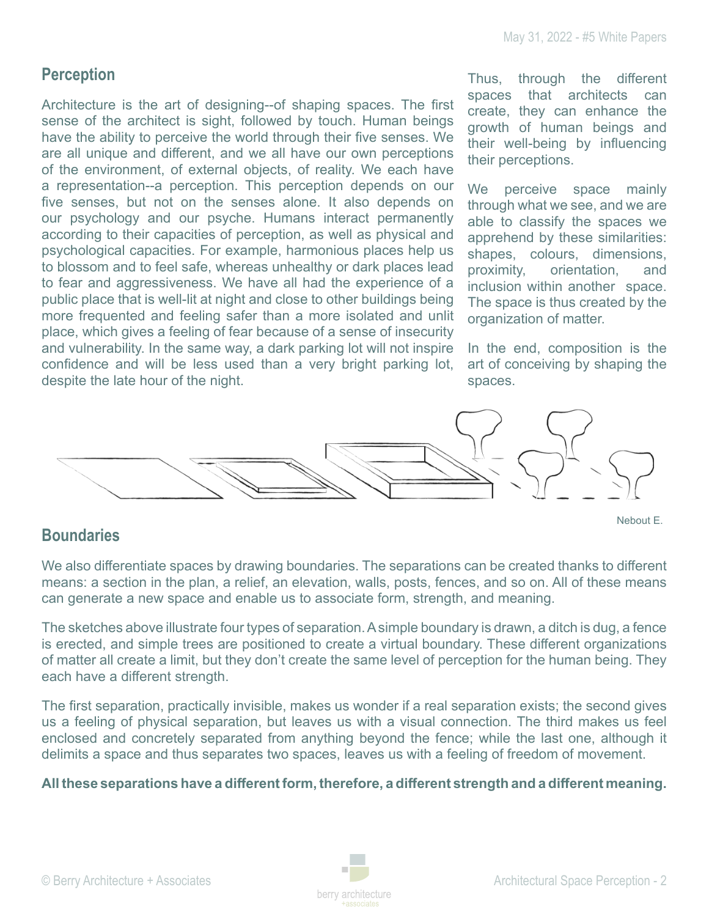## Perception

Architecture is the art of designing--of shaping spaces. The first sense of the architect is sight, followed by touch. Human beings have the ability to perceive the world through their five senses. We are all unique and different, and we all have our own perceptions of the environment, of external objects, of reality. We each have a representation--a perception. This perception depends on our five senses, but not on the senses alone. It also depends on our psychology and our psyche. Humans interact permanently according to their capacities of perception, as well as physical and psychological capacities. For example, harmonious places help us to blossom and to feel safe, whereas unhealthy or dark places lead to fear and aggressiveness. We have all had the experience of a public place that is well-lit at night and close to other buildings being more frequented and feeling safer than a more isolated and unlit place, which gives a feeling of fear because of a sense of insecurity and vulnerability. In the same way, a dark parking lot will not inspire confidence and will be less used than a very bright parking lot, despite the late hour of the night.

Thus, through the different spaces that architects can create, they can enhance the growth of human beings and their well-being by influencing their perceptions.

We perceive space mainly through what we see, and we are able to classify the spaces we apprehend by these similarities: shapes, colours, dimensions, proximity, orientation, and inclusion within another space. The space is thus created by the organization of matter.

In the end, composition is the art of conceiving by shaping the spaces.

Nebout E.

## Boundaries

We also differentiate spaces by drawing boundaries. The separations can be created thanks to different means: a section in the plan, a relief, an elevation, walls, posts, fences, and so on. All of these means can generate a new space and enable us to associate form, strength, and meaning.

The sketches above illustrate four types of separation. A simple boundary is drawn, a ditch is dug, a fence is erected, and simple trees are positioned to create a virtual boundary. These different organizations of matter all create a limit, but they don't create the same level of perception for the human being. They each have a different strength.

The first separation, practically invisible, makes us wonder if a real separation exists; the second gives us a feeling of physical separation, but leaves us with a visual connection. The third makes us feel enclosed and concretely separated from anything beyond the fence; while the last one, although it delimits a space and thus separates two spaces, leaves us with a feeling of freedom of movement.

**All these separations have a different form, therefore, a different strength and a different meaning.**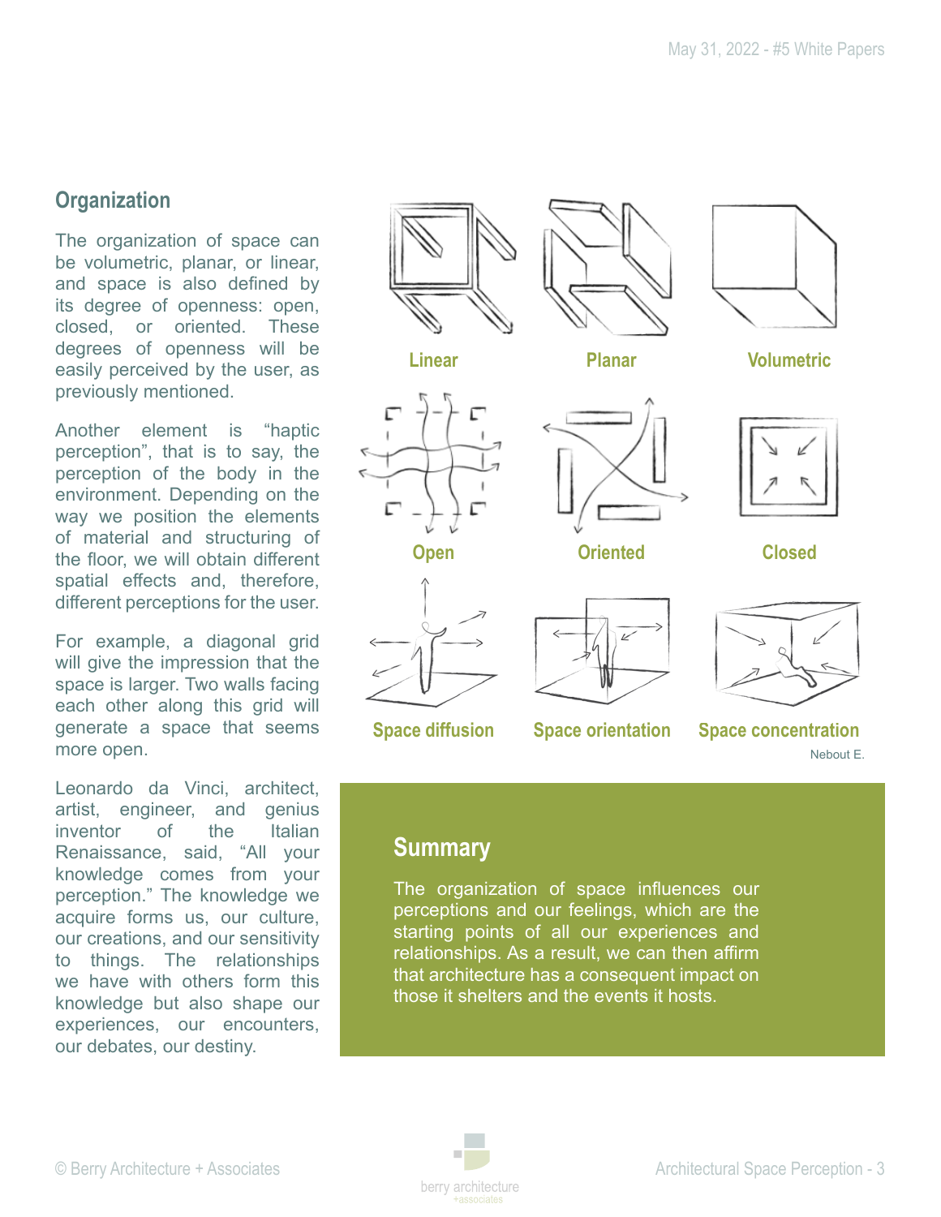## Organization

The organization of space can be volumetric, planar, or linear, and space is also defined by its degree of openness: open, closed, or oriented. These degrees of openness will be easily perceived by the user, as previously mentioned.

Another element is "haptic perception", that is to say, the perception of the body in the environment. Depending on the way we position the elements of material and structuring of the floor, we will obtain different spatial effects and, therefore, different perceptions for the user.

For example, a diagonal grid will give the impression that the space is larger. Two walls facing each other along this grid will generate a space that seems more open.

Leonardo da Vinci, architect, artist, engineer, and genius inventor of the Italian Renaissance, said, "All your knowledge comes from your perception." The knowledge we acquire forms us, our culture, our creations, and our sensitivity to things. The relationships we have with others form this knowledge but also shape our experiences, our encounters, our debates, our destiny.

Linear

Planar

Volumetric

Open

Oriented

Closed

Space diffusion

Space orientation

Space concentration

Nebout E.

## Summary

The organization of space influences our perceptions and our feelings, which are the starting points of all our experiences and relationships. As a result, we can then affirm that architecture has a consequent impact on those it shelters and the events it hosts.